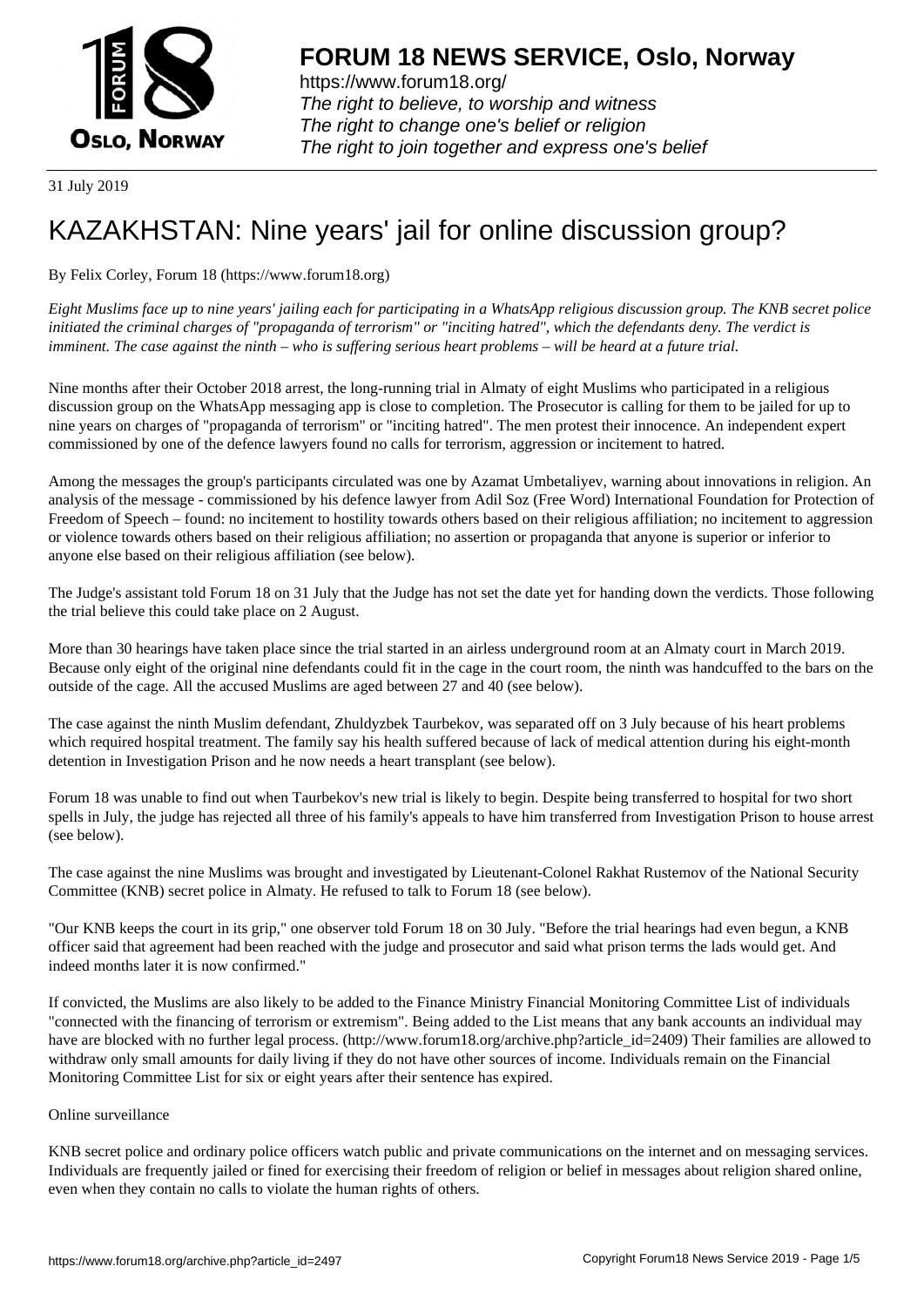# FORUM 18 NEWS SERVICE, Oslo, Norway

https://www.forum18.org/
*The right to believe, to worship and witness*
*The right to change one's belief or religion*
*The right to join together and express one's belief*

31 July 2019

# KAZAKHSTAN: Nine years' jail for online discussion group?

By Felix Corley, Forum 18 (https://www.forum18.org)

*Eight Muslims face up to nine years' jailing each for participating in a WhatsApp religious discussion group. The KNB secret police initiated the criminal charges of "propaganda of terrorism" or "inciting hatred", which the defendants deny. The verdict is imminent. The case against the ninth – who is suffering serious heart problems – will be heard at a future trial.*

Nine months after their October 2018 arrest, the long-running trial in Almaty of eight Muslims who participated in a religious discussion group on the WhatsApp messaging app is close to completion. The Prosecutor is calling for them to be jailed for up to nine years on charges of "propaganda of terrorism" or "inciting hatred". The men protest their innocence. An independent expert commissioned by one of the defence lawyers found no calls for terrorism, aggression or incitement to hatred.

Among the messages the group's participants circulated was one by Azamat Umbetaliyev, warning about innovations in religion. An analysis of the message - commissioned by his defence lawyer from Adil Soz (Free Word) International Foundation for Protection of Freedom of Speech – found: no incitement to hostility towards others based on their religious affiliation; no incitement to aggression or violence towards others based on their religious affiliation; no assertion or propaganda that anyone is superior or inferior to anyone else based on their religious affiliation (see below).

The Judge's assistant told Forum 18 on 31 July that the Judge has not set the date yet for handing down the verdicts. Those following the trial believe this could take place on 2 August.

More than 30 hearings have taken place since the trial started in an airless underground room at an Almaty court in March 2019. Because only eight of the original nine defendants could fit in the cage in the court room, the ninth was handcuffed to the bars on the outside of the cage. All the accused Muslims are aged between 27 and 40 (see below).

The case against the ninth Muslim defendant, Zhuldyzbek Taurbekov, was separated off on 3 July because of his heart problems which required hospital treatment. The family say his health suffered because of lack of medical attention during his eight-month detention in Investigation Prison and he now needs a heart transplant (see below).

Forum 18 was unable to find out when Taurbekov's new trial is likely to begin. Despite being transferred to hospital for two short spells in July, the judge has rejected all three of his family's appeals to have him transferred from Investigation Prison to house arrest (see below).

The case against the nine Muslims was brought and investigated by Lieutenant-Colonel Rakhat Rustemov of the National Security Committee (KNB) secret police in Almaty. He refused to talk to Forum 18 (see below).

"Our KNB keeps the court in its grip," one observer told Forum 18 on 30 July. "Before the trial hearings had even begun, a KNB officer said that agreement had been reached with the judge and prosecutor and said what prison terms the lads would get. And indeed months later it is now confirmed."

If convicted, the Muslims are also likely to be added to the Finance Ministry Financial Monitoring Committee List of individuals "connected with the financing of terrorism or extremism". Being added to the List means that any bank accounts an individual may have are blocked with no further legal process. (http://www.forum18.org/archive.php?article_id=2409) Their families are allowed to withdraw only small amounts for daily living if they do not have other sources of income. Individuals remain on the Financial Monitoring Committee List for six or eight years after their sentence has expired.

## Online surveillance

KNB secret police and ordinary police officers watch public and private communications on the internet and on messaging services. Individuals are frequently jailed or fined for exercising their freedom of religion or belief in messages about religion shared online, even when they contain no calls to violate the human rights of others.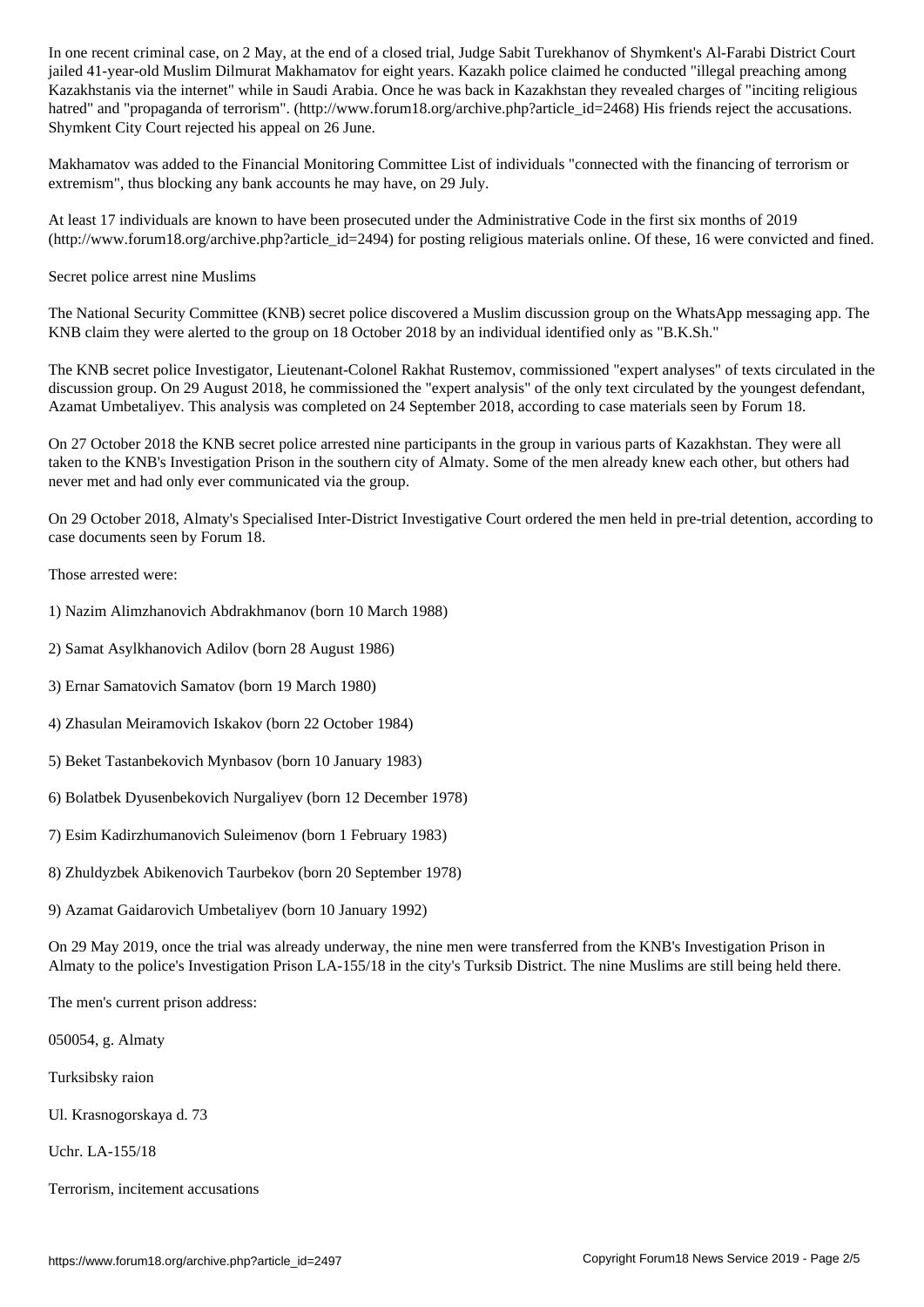In one recent criminal case, on 2 May, at the end of a closed trial, Judge Sabit Turekhanov of Shymkent's Al-Farabi District Court jailed 41-year-old Muslim Dilmurat Makhamatov for eight years. Kazakh police claimed he conducted "illegal preaching among Kazakhstanis via the internet" while in Saudi Arabia. Once he was back in Kazakhstan they revealed charges of "inciting religious hatred" and "propaganda of terrorism". (http://www.forum18.org/archive.php?article_id=2468) His friends reject the accusations. Shymkent City Court rejected his appeal on 26 June.

Makhamatov was added to the Financial Monitoring Committee List of individuals "connected with the financing of terrorism or extremism", thus blocking any bank accounts he may have, on 29 July.

At least 17 individuals are known to have been prosecuted under the Administrative Code in the first six months of 2019 (http://www.forum18.org/archive.php?article_id=2494) for posting religious materials online. Of these, 16 were convicted and fined.

## Secret police arrest nine Muslims

The National Security Committee (KNB) secret police discovered a Muslim discussion group on the WhatsApp messaging app. The KNB claim they were alerted to the group on 18 October 2018 by an individual identified only as "B.K.Sh."

The KNB secret police Investigator, Lieutenant-Colonel Rakhat Rustemov, commissioned "expert analyses" of texts circulated in the discussion group. On 29 August 2018, he commissioned the "expert analysis" of the only text circulated by the youngest defendant, Azamat Umbetaliyev. This analysis was completed on 24 September 2018, according to case materials seen by Forum 18.

On 27 October 2018 the KNB secret police arrested nine participants in the group in various parts of Kazakhstan. They were all taken to the KNB's Investigation Prison in the southern city of Almaty. Some of the men already knew each other, but others had never met and had only ever communicated via the group.

On 29 October 2018, Almaty's Specialised Inter-District Investigative Court ordered the men held in pre-trial detention, according to case documents seen by Forum 18.

Those arrested were:

1) Nazim Alimzhanovich Abdrakhmanov (born 10 March 1988)

2) Samat Asylkhanovich Adilov (born 28 August 1986)

3) Ernar Samatovich Samatov (born 19 March 1980)

4) Zhasulan Meiramovich Iskakov (born 22 October 1984)

5) Beket Tastanbekovich Mynbasov (born 10 January 1983)

6) Bolatbek Dyusenbekovich Nurgaliyev (born 12 December 1978)

7) Esim Kadirzhumanovich Suleimenov (born 1 February 1983)

8) Zhuldyzbek Abikenovich Taurbekov (born 20 September 1978)

9) Azamat Gaidarovich Umbetaliyev (born 10 January 1992)

On 29 May 2019, once the trial was already underway, the nine men were transferred from the KNB's Investigation Prison in Almaty to the police's Investigation Prison LA-155/18 in the city's Turksib District. The nine Muslims are still being held there.

The men's current prison address:

050054, g. Almaty

Turksibsky raion

Ul. Krasnogorskaya d. 73

Uchr. LA-155/18

## Terrorism, incitement accusations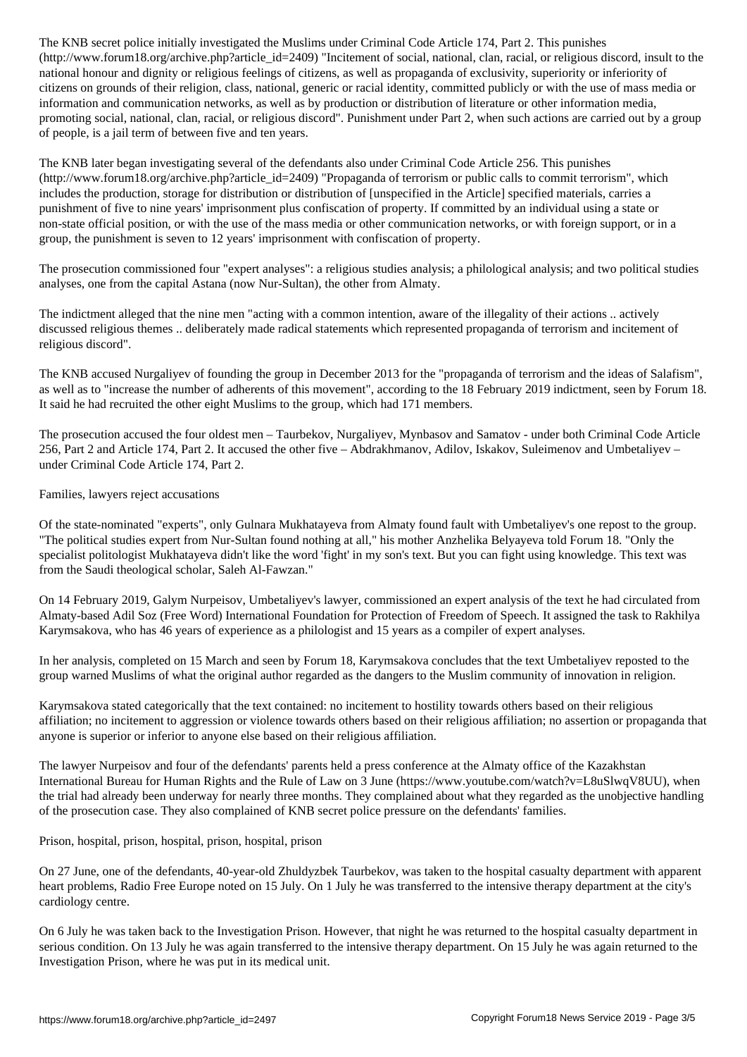The KNB secret police initially investigated the Muslims under Criminal Code Article 174, Part 2. This punishes (http://www.forum18.org/archive.php?article_id=2409) "Incitement of social, national, clan, racial, or religious discord, insult to the national honour and dignity or religious feelings of citizens, as well as propaganda of exclusivity, superiority or inferiority of citizens on grounds of their religion, class, national, generic or racial identity, committed publicly or with the use of mass media or information and communication networks, as well as by production or distribution of literature or other information media, promoting social, national, clan, racial, or religious discord". Punishment under Part 2, when such actions are carried out by a group of people, is a jail term of between five and ten years.

The KNB later began investigating several of the defendants also under Criminal Code Article 256. This punishes (http://www.forum18.org/archive.php?article_id=2409) "Propaganda of terrorism or public calls to commit terrorism", which includes the production, storage for distribution or distribution of [unspecified in the Article] specified materials, carries a punishment of five to nine years' imprisonment plus confiscation of property. If committed by an individual using a state or non-state official position, or with the use of the mass media or other communication networks, or with foreign support, or in a group, the punishment is seven to 12 years' imprisonment with confiscation of property.

The prosecution commissioned four "expert analyses": a religious studies analysis; a philological analysis; and two political studies analyses, one from the capital Astana (now Nur-Sultan), the other from Almaty.

The indictment alleged that the nine men "acting with a common intention, aware of the illegality of their actions .. actively discussed religious themes .. deliberately made radical statements which represented propaganda of terrorism and incitement of religious discord".

The KNB accused Nurgaliyev of founding the group in December 2013 for the "propaganda of terrorism and the ideas of Salafism", as well as to "increase the number of adherents of this movement", according to the 18 February 2019 indictment, seen by Forum 18. It said he had recruited the other eight Muslims to the group, which had 171 members.

The prosecution accused the four oldest men – Taurbekov, Nurgaliyev, Mynbasov and Samatov - under both Criminal Code Article 256, Part 2 and Article 174, Part 2. It accused the other five – Abdrakhmanov, Adilov, Iskakov, Suleimenov and Umbetaliyev – under Criminal Code Article 174, Part 2.

## Families, lawyers reject accusations

Of the state-nominated "experts", only Gulnara Mukhatayeva from Almaty found fault with Umbetaliyev's one repost to the group. "The political studies expert from Nur-Sultan found nothing at all," his mother Anzhelika Belyayeva told Forum 18. "Only the specialist politologist Mukhatayeva didn't like the word 'fight' in my son's text. But you can fight using knowledge. This text was from the Saudi theological scholar, Saleh Al-Fawzan."

On 14 February 2019, Galym Nurpeisov, Umbetaliyev's lawyer, commissioned an expert analysis of the text he had circulated from Almaty-based Adil Soz (Free Word) International Foundation for Protection of Freedom of Speech. It assigned the task to Rakhilya Karymsakova, who has 46 years of experience as a philologist and 15 years as a compiler of expert analyses.

In her analysis, completed on 15 March and seen by Forum 18, Karymsakova concludes that the text Umbetaliyev reposted to the group warned Muslims of what the original author regarded as the dangers to the Muslim community of innovation in religion.

Karymsakova stated categorically that the text contained: no incitement to hostility towards others based on their religious affiliation; no incitement to aggression or violence towards others based on their religious affiliation; no assertion or propaganda that anyone is superior or inferior to anyone else based on their religious affiliation.

The lawyer Nurpeisov and four of the defendants' parents held a press conference at the Almaty office of the Kazakhstan International Bureau for Human Rights and the Rule of Law on 3 June (https://www.youtube.com/watch?v=L8uSlwqV8UU), when the trial had already been underway for nearly three months. They complained about what they regarded as the unobjective handling of the prosecution case. They also complained of KNB secret police pressure on the defendants' families.

## Prison, hospital, prison, hospital, prison, hospital, prison

On 27 June, one of the defendants, 40-year-old Zhuldyzbek Taurbekov, was taken to the hospital casualty department with apparent heart problems, Radio Free Europe noted on 15 July. On 1 July he was transferred to the intensive therapy department at the city's cardiology centre.

On 6 July he was taken back to the Investigation Prison. However, that night he was returned to the hospital casualty department in serious condition. On 13 July he was again transferred to the intensive therapy department. On 15 July he was again returned to the Investigation Prison, where he was put in its medical unit.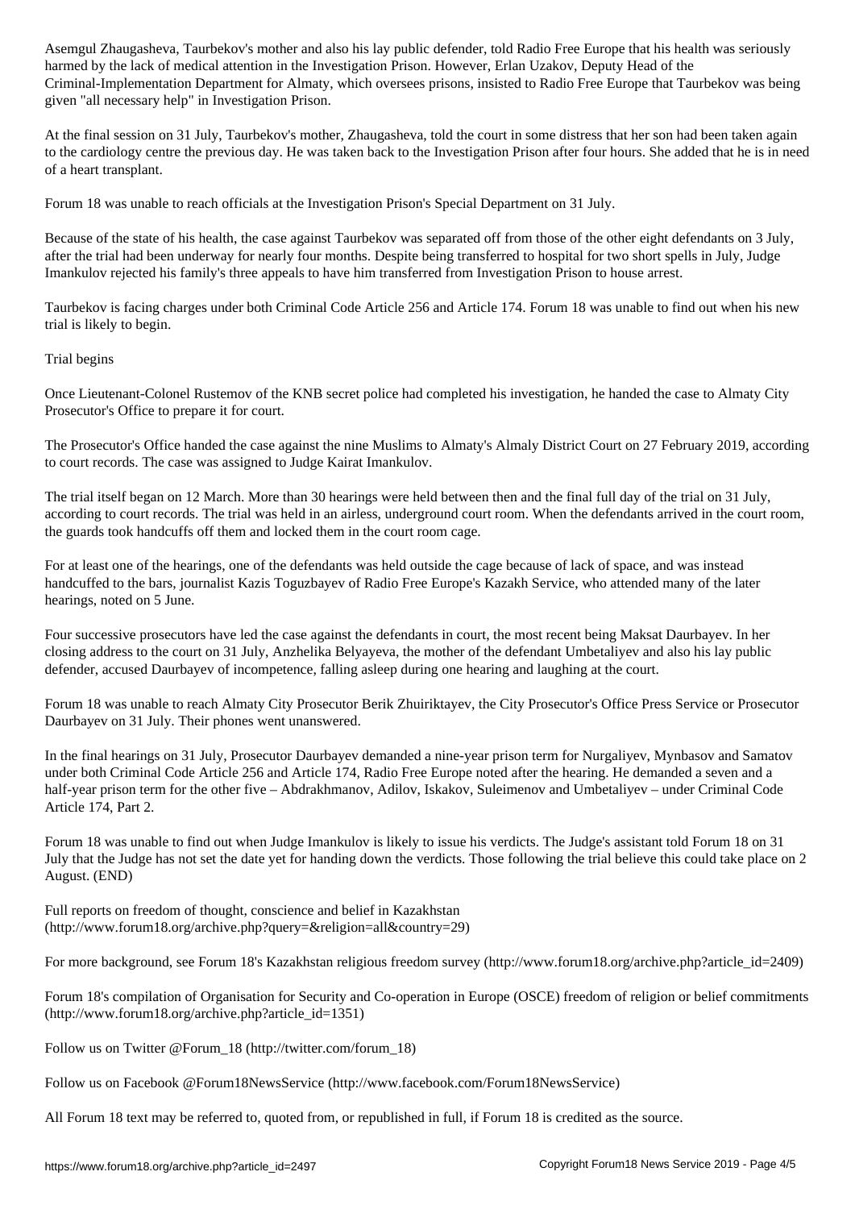Asemgul Zhaugasheva, Taurbekov's mother and also his lay public defender, told Radio Free Europe that his health was seriously harmed by the lack of medical attention in the Investigation Prison. However, Erlan Uzakov, Deputy Head of the Criminal-Implementation Department for Almaty, which oversees prisons, insisted to Radio Free Europe that Taurbekov was being given "all necessary help" in Investigation Prison.

At the final session on 31 July, Taurbekov's mother, Zhaugasheva, told the court in some distress that her son had been taken again to the cardiology centre the previous day. He was taken back to the Investigation Prison after four hours. She added that he is in need of a heart transplant.

Forum 18 was unable to reach officials at the Investigation Prison's Special Department on 31 July.

Because of the state of his health, the case against Taurbekov was separated off from those of the other eight defendants on 3 July, after the trial had been underway for nearly four months. Despite being transferred to hospital for two short spells in July, Judge Imankulov rejected his family's three appeals to have him transferred from Investigation Prison to house arrest.

Taurbekov is facing charges under both Criminal Code Article 256 and Article 174. Forum 18 was unable to find out when his new trial is likely to begin.

## Trial begins

Once Lieutenant-Colonel Rustemov of the KNB secret police had completed his investigation, he handed the case to Almaty City Prosecutor's Office to prepare it for court.

The Prosecutor's Office handed the case against the nine Muslims to Almaty's Almaly District Court on 27 February 2019, according to court records. The case was assigned to Judge Kairat Imankulov.

The trial itself began on 12 March. More than 30 hearings were held between then and the final full day of the trial on 31 July, according to court records. The trial was held in an airless, underground court room. When the defendants arrived in the court room, the guards took handcuffs off them and locked them in the court room cage.

For at least one of the hearings, one of the defendants was held outside the cage because of lack of space, and was instead handcuffed to the bars, journalist Kazis Toguzbayev of Radio Free Europe's Kazakh Service, who attended many of the later hearings, noted on 5 June.

Four successive prosecutors have led the case against the defendants in court, the most recent being Maksat Daurbayev. In her closing address to the court on 31 July, Anzhelika Belyayeva, the mother of the defendant Umbetaliyev and also his lay public defender, accused Daurbayev of incompetence, falling asleep during one hearing and laughing at the court.

Forum 18 was unable to reach Almaty City Prosecutor Berik Zhuiriktayev, the City Prosecutor's Office Press Service or Prosecutor Daurbayev on 31 July. Their phones went unanswered.

In the final hearings on 31 July, Prosecutor Daurbayev demanded a nine-year prison term for Nurgaliyev, Mynbasov and Samatov under both Criminal Code Article 256 and Article 174, Radio Free Europe noted after the hearing. He demanded a seven and a half-year prison term for the other five – Abdrakhmanov, Adilov, Iskakov, Suleimenov and Umbetaliyev – under Criminal Code Article 174, Part 2.

Forum 18 was unable to find out when Judge Imankulov is likely to issue his verdicts. The Judge's assistant told Forum 18 on 31 July that the Judge has not set the date yet for handing down the verdicts. Those following the trial believe this could take place on 2 August. (END)

Full reports on freedom of thought, conscience and belief in Kazakhstan (http://www.forum18.org/archive.php?query=&religion=all&country=29)

For more background, see Forum 18's Kazakhstan religious freedom survey (http://www.forum18.org/archive.php?article_id=2409)

Forum 18's compilation of Organisation for Security and Co-operation in Europe (OSCE) freedom of religion or belief commitments (http://www.forum18.org/archive.php?article_id=1351)

Follow us on Twitter @Forum_18 (http://twitter.com/forum_18)

Follow us on Facebook @Forum18NewsService (http://www.facebook.com/Forum18NewsService)

All Forum 18 text may be referred to, quoted from, or republished in full, if Forum 18 is credited as the source.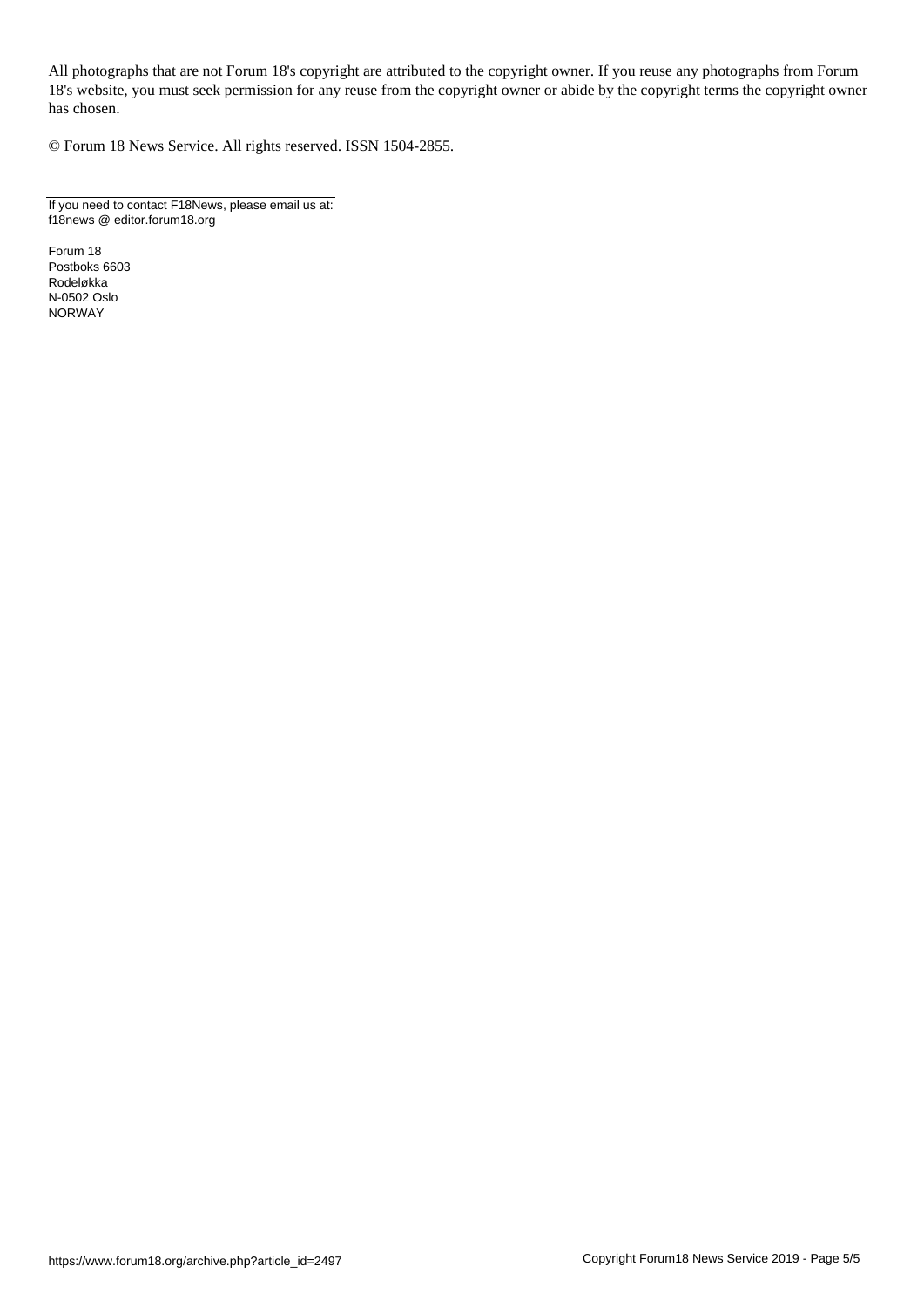All photographs that are not Forum 18's copyright are attributed to the copyright owner. If you reuse any photographs from Forum 18's website, you must seek permission for any reuse from the copyright owner or abide by the copyright terms the copyright owner has chosen.

© Forum 18 News Service. All rights reserved. ISSN 1504-2855.

---

If you need to contact F18News, please email us at:
f18news @ editor.forum18.org

Forum 18
Postboks 6603
Rodeløkka
N-0502 Oslo
NORWAY